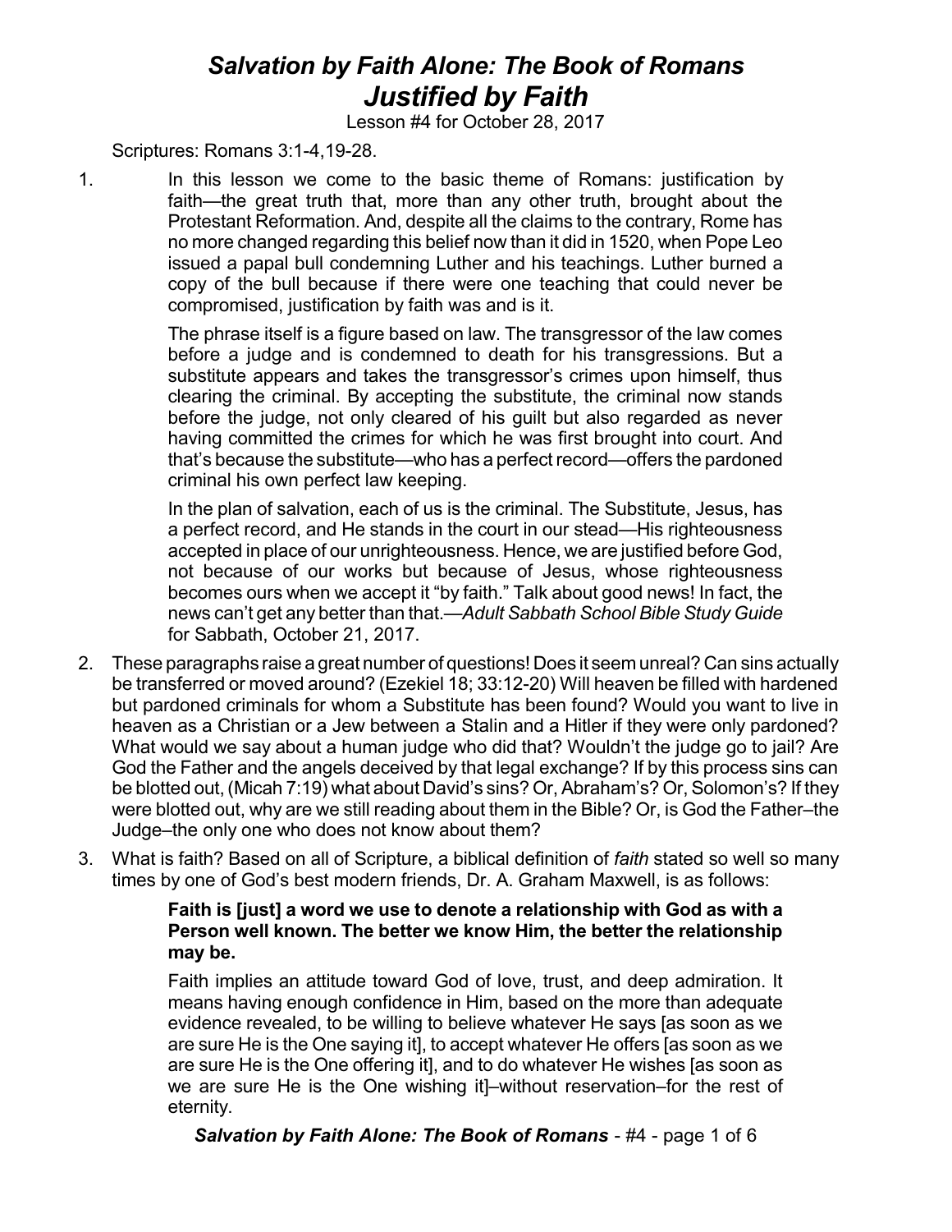# *Salvation by Faith Alone: The Book of Romans*
# *Justified by Faith*

Lesson #4 for October 28, 2017

Scriptures: Romans 3:1-4,19-28.

1. In this lesson we come to the basic theme of Romans: justification by faith—the great truth that, more than any other truth, brought about the Protestant Reformation. And, despite all the claims to the contrary, Rome has no more changed regarding this belief now than it did in 1520, when Pope Leo issued a papal bull condemning Luther and his teachings. Luther burned a copy of the bull because if there were one teaching that could never be compromised, justification by faith was and is it.

   The phrase itself is a figure based on law. The transgressor of the law comes before a judge and is condemned to death for his transgressions. But a substitute appears and takes the transgressor's crimes upon himself, thus clearing the criminal. By accepting the substitute, the criminal now stands before the judge, not only cleared of his guilt but also regarded as never having committed the crimes for which he was first brought into court. And that's because the substitute—who has a perfect record—offers the pardoned criminal his own perfect law keeping.

   In the plan of salvation, each of us is the criminal. The Substitute, Jesus, has a perfect record, and He stands in the court in our stead—His righteousness accepted in place of our unrighteousness. Hence, we are justified before God, not because of our works but because of Jesus, whose righteousness becomes ours when we accept it "by faith." Talk about good news! In fact, the news can't get any better than that.—*Adult Sabbath School Bible Study Guide* for Sabbath, October 21, 2017.

2. These paragraphs raise a great number of questions! Does it seem unreal? Can sins actually be transferred or moved around? (Ezekiel 18; 33:12-20) Will heaven be filled with hardened but pardoned criminals for whom a Substitute has been found? Would you want to live in heaven as a Christian or a Jew between a Stalin and a Hitler if they were only pardoned? What would we say about a human judge who did that? Wouldn't the judge go to jail? Are God the Father and the angels deceived by that legal exchange? If by this process sins can be blotted out, (Micah 7:19) what about David's sins? Or, Abraham's? Or, Solomon's? If they were blotted out, why are we still reading about them in the Bible? Or, is God the Father–the Judge–the only one who does not know about them?

3. What is faith? Based on all of Scripture, a biblical definition of *faith* stated so well so many times by one of God's best modern friends, Dr. A. Graham Maxwell, is as follows:

   > **Faith is [just] a word we use to denote a relationship with God as with a Person well known. The better we know Him, the better the relationship may be.**
   >
   > Faith implies an attitude toward God of love, trust, and deep admiration. It means having enough confidence in Him, based on the more than adequate evidence revealed, to be willing to believe whatever He says [as soon as we are sure He is the One saying it], to accept whatever He offers [as soon as we are sure He is the One offering it], and to do whatever He wishes [as soon as we are sure He is the One wishing it]–without reservation–for the rest of eternity.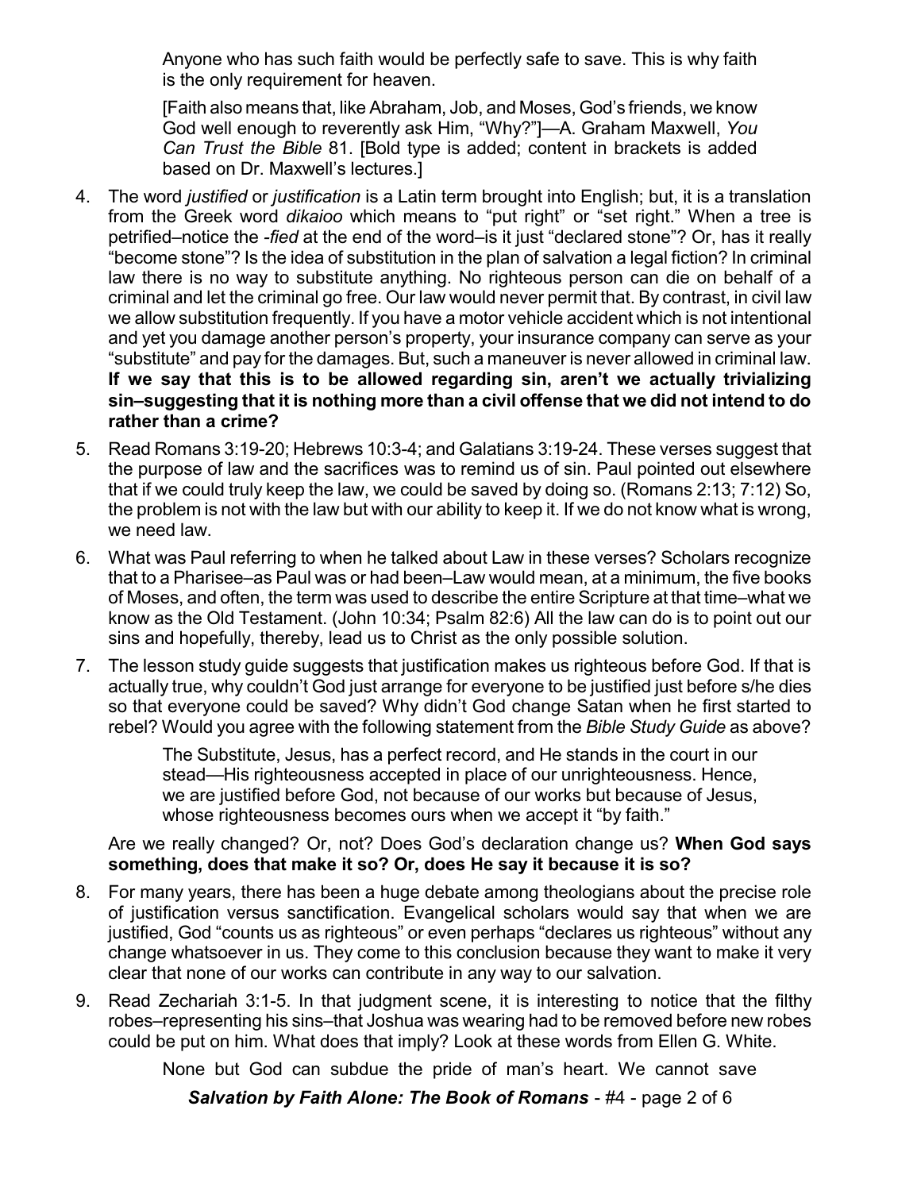Anyone who has such faith would be perfectly safe to save. This is why faith is the only requirement for heaven.

[Faith also means that, like Abraham, Job, and Moses, God's friends, we know God well enough to reverently ask Him, "Why?"]—A. Graham Maxwell, *You Can Trust the Bible* 81. [Bold type is added; content in brackets is added based on Dr. Maxwell's lectures.]

4. The word *justified* or *justification* is a Latin term brought into English; but, it is a translation from the Greek word *dikaioo* which means to "put right" or "set right." When a tree is petrified–notice the *-fied* at the end of the word–is it just "declared stone"? Or, has it really "become stone"? Is the idea of substitution in the plan of salvation a legal fiction? In criminal law there is no way to substitute anything. No righteous person can die on behalf of a criminal and let the criminal go free. Our law would never permit that. By contrast, in civil law we allow substitution frequently. If you have a motor vehicle accident which is not intentional and yet you damage another person's property, your insurance company can serve as your "substitute" and pay for the damages. But, such a maneuver is never allowed in criminal law. **If we say that this is to be allowed regarding sin, aren't we actually trivializing sin–suggesting that it is nothing more than a civil offense that we did not intend to do rather than a crime?**

5. Read Romans 3:19-20; Hebrews 10:3-4; and Galatians 3:19-24. These verses suggest that the purpose of law and the sacrifices was to remind us of sin. Paul pointed out elsewhere that if we could truly keep the law, we could be saved by doing so. (Romans 2:13; 7:12) So, the problem is not with the law but with our ability to keep it. If we do not know what is wrong, we need law.

6. What was Paul referring to when he talked about Law in these verses? Scholars recognize that to a Pharisee–as Paul was or had been–Law would mean, at a minimum, the five books of Moses, and often, the term was used to describe the entire Scripture at that time–what we know as the Old Testament. (John 10:34; Psalm 82:6) All the law can do is to point out our sins and hopefully, thereby, lead us to Christ as the only possible solution.

7. The lesson study guide suggests that justification makes us righteous before God. If that is actually true, why couldn't God just arrange for everyone to be justified just before s/he dies so that everyone could be saved? Why didn't God change Satan when he first started to rebel? Would you agree with the following statement from the *Bible Study Guide* as above?

   The Substitute, Jesus, has a perfect record, and He stands in the court in our stead—His righteousness accepted in place of our unrighteousness. Hence, we are justified before God, not because of our works but because of Jesus, whose righteousness becomes ours when we accept it "by faith."

   Are we really changed? Or, not? Does God's declaration change us? **When God says something, does that make it so? Or, does He say it because it is so?**

8. For many years, there has been a huge debate among theologians about the precise role of justification versus sanctification. Evangelical scholars would say that when we are justified, God "counts us as righteous" or even perhaps "declares us righteous" without any change whatsoever in us. They come to this conclusion because they want to make it very clear that none of our works can contribute in any way to our salvation.

9. Read Zechariah 3:1-5. In that judgment scene, it is interesting to notice that the filthy robes–representing his sins–that Joshua was wearing had to be removed before new robes could be put on him. What does that imply? Look at these words from Ellen G. White.

   None but God can subdue the pride of man's heart. We cannot save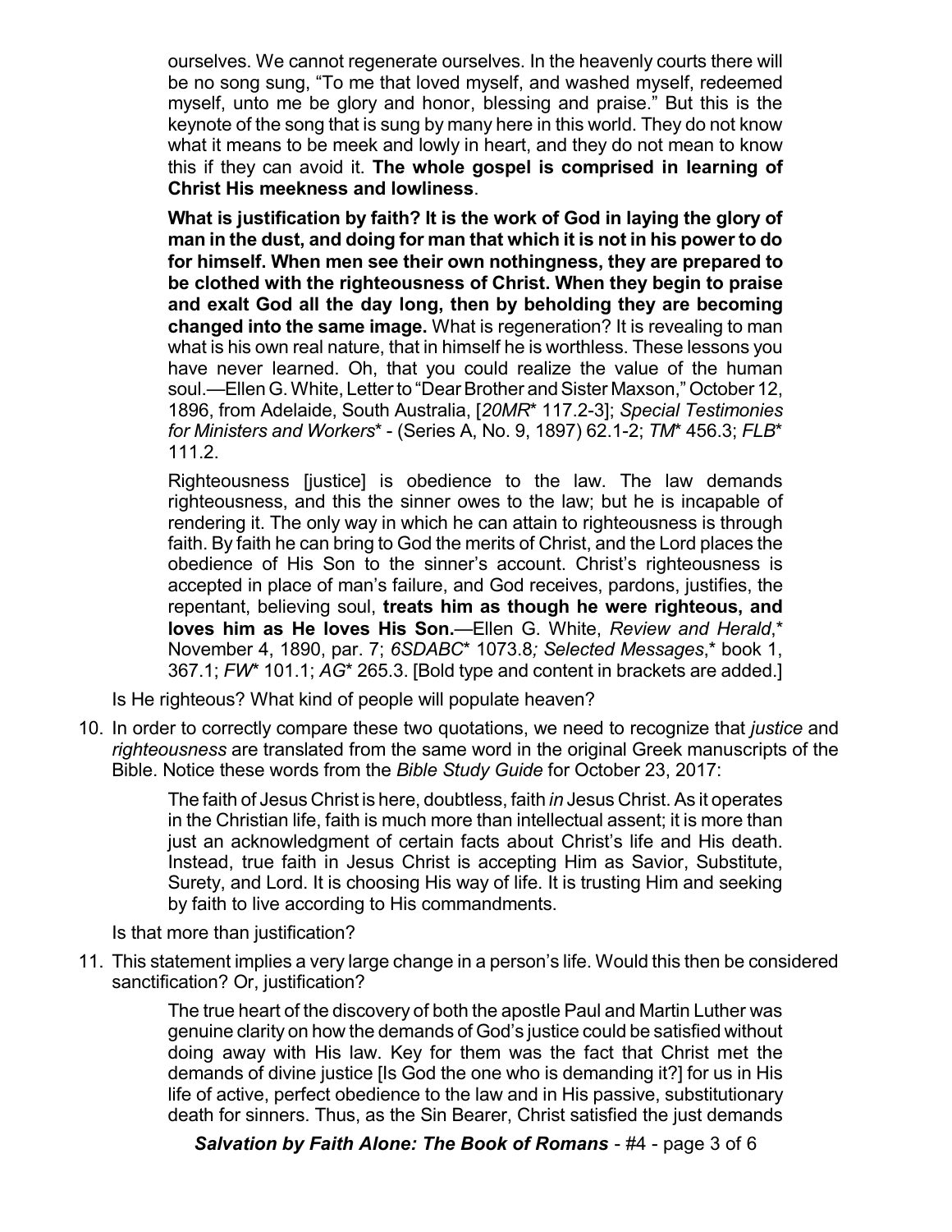ourselves. We cannot regenerate ourselves. In the heavenly courts there will be no song sung, "To me that loved myself, and washed myself, redeemed myself, unto me be glory and honor, blessing and praise." But this is the keynote of the song that is sung by many here in this world. They do not know what it means to be meek and lowly in heart, and they do not mean to know this if they can avoid it. **The whole gospel is comprised in learning of Christ His meekness and lowliness**.

> **What is justification by faith? It is the work of God in laying the glory of man in the dust, and doing for man that which it is not in his power to do for himself. When men see their own nothingness, they are prepared to be clothed with the righteousness of Christ. When they begin to praise and exalt God all the day long, then by beholding they are becoming changed into the same image.** What is regeneration? It is revealing to man what is his own real nature, that in himself he is worthless. These lessons you have never learned. Oh, that you could realize the value of the human soul.—Ellen G. White, Letter to "Dear Brother and Sister Maxson," October 12, 1896, from Adelaide, South Australia, [*20MR*\* 117.2-3]; *Special Testimonies for Ministers and Workers*\* - (Series A, No. 9, 1897) 62.1-2; *TM*\* 456.3; *FLB*\* 111.2.

> Righteousness [justice] is obedience to the law. The law demands righteousness, and this the sinner owes to the law; but he is incapable of rendering it. The only way in which he can attain to righteousness is through faith. By faith he can bring to God the merits of Christ, and the Lord places the obedience of His Son to the sinner's account. Christ's righteousness is accepted in place of man's failure, and God receives, pardons, justifies, the repentant, believing soul, **treats him as though he were righteous, and loves him as He loves His Son.**—Ellen G. White, *Review and Herald*,\* November 4, 1890, par. 7; *6SDABC*\* 1073.8*; Selected Messages*,\* book 1, 367.1; *FW*\* 101.1; *AG*\* 265.3. [Bold type and content in brackets are added.]

Is He righteous? What kind of people will populate heaven?

10. In order to correctly compare these two quotations, we need to recognize that *justice* and *righteousness* are translated from the same word in the original Greek manuscripts of the Bible. Notice these words from the *Bible Study Guide* for October 23, 2017:

> The faith of Jesus Christ is here, doubtless, faith *in* Jesus Christ. As it operates in the Christian life, faith is much more than intellectual assent; it is more than just an acknowledgment of certain facts about Christ's life and His death. Instead, true faith in Jesus Christ is accepting Him as Savior, Substitute, Surety, and Lord. It is choosing His way of life. It is trusting Him and seeking by faith to live according to His commandments.

Is that more than justification?

11. This statement implies a very large change in a person's life. Would this then be considered sanctification? Or, justification?

> The true heart of the discovery of both the apostle Paul and Martin Luther was genuine clarity on how the demands of God's justice could be satisfied without doing away with His law. Key for them was the fact that Christ met the demands of divine justice [Is God the one who is demanding it?] for us in His life of active, perfect obedience to the law and in His passive, substitutionary death for sinners. Thus, as the Sin Bearer, Christ satisfied the just demands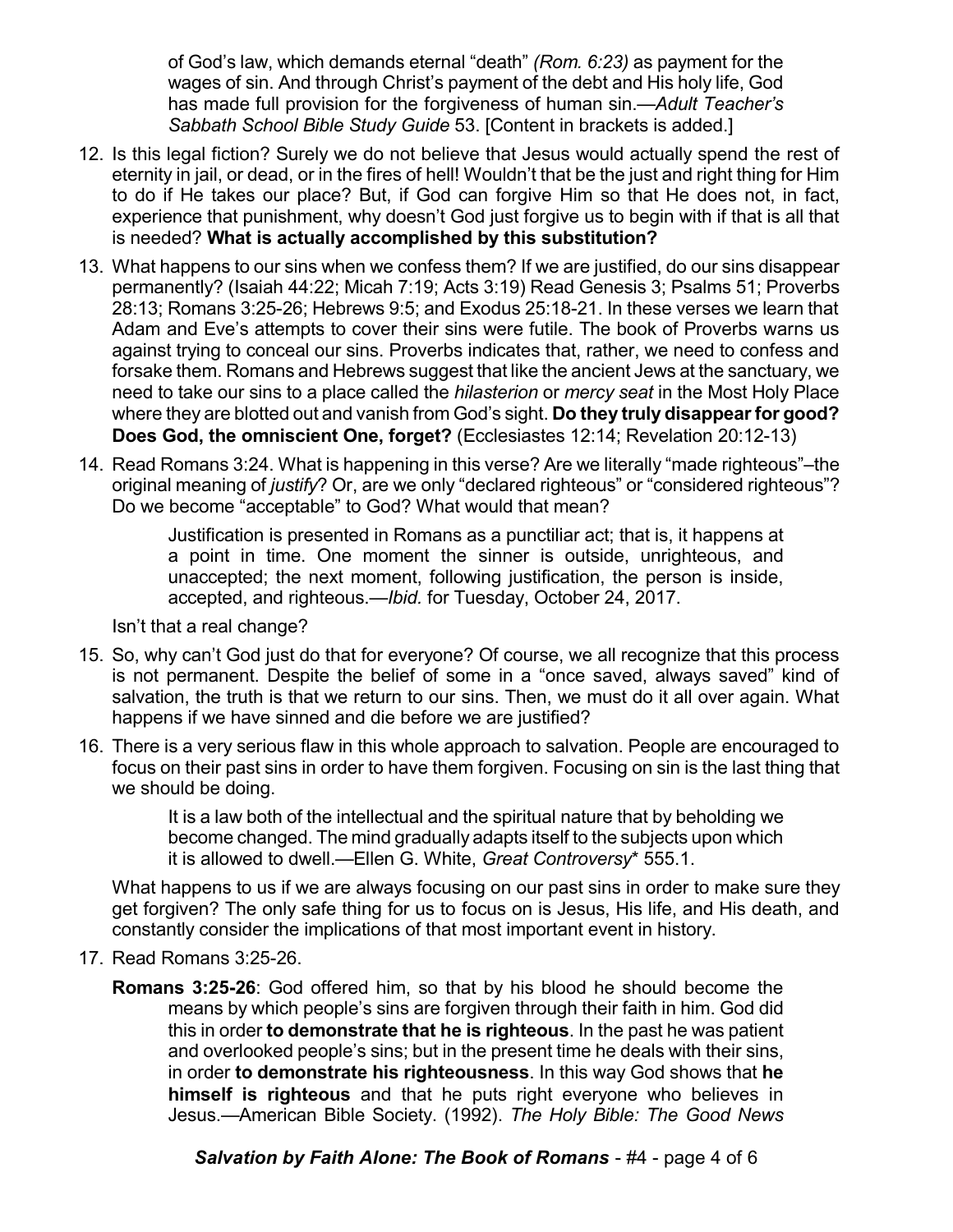> of God's law, which demands eternal "death" *(Rom. 6:23)* as payment for the wages of sin. And through Christ's payment of the debt and His holy life, God has made full provision for the forgiveness of human sin.—*Adult Teacher's Sabbath School Bible Study Guide* 53. [Content in brackets is added.]

12. Is this legal fiction? Surely we do not believe that Jesus would actually spend the rest of eternity in jail, or dead, or in the fires of hell! Wouldn't that be the just and right thing for Him to do if He takes our place? But, if God can forgive Him so that He does not, in fact, experience that punishment, why doesn't God just forgive us to begin with if that is all that is needed? **What is actually accomplished by this substitution?**

13. What happens to our sins when we confess them? If we are justified, do our sins disappear permanently? (Isaiah 44:22; Micah 7:19; Acts 3:19) Read Genesis 3; Psalms 51; Proverbs 28:13; Romans 3:25-26; Hebrews 9:5; and Exodus 25:18-21. In these verses we learn that Adam and Eve's attempts to cover their sins were futile. The book of Proverbs warns us against trying to conceal our sins. Proverbs indicates that, rather, we need to confess and forsake them. Romans and Hebrews suggest that like the ancient Jews at the sanctuary, we need to take our sins to a place called the *hilasterion* or *mercy seat* in the Most Holy Place where they are blotted out and vanish from God's sight. **Do they truly disappear for good? Does God, the omniscient One, forget?** (Ecclesiastes 12:14; Revelation 20:12-13)

14. Read Romans 3:24. What is happening in this verse? Are we literally "made righteous"–the original meaning of *justify*? Or, are we only "declared righteous" or "considered righteous"? Do we become "acceptable" to God? What would that mean?

    > Justification is presented in Romans as a punctiliar act; that is, it happens at a point in time. One moment the sinner is outside, unrighteous, and unaccepted; the next moment, following justification, the person is inside, accepted, and righteous.—*Ibid.* for Tuesday, October 24, 2017.

    Isn't that a real change?

15. So, why can't God just do that for everyone? Of course, we all recognize that this process is not permanent. Despite the belief of some in a "once saved, always saved" kind of salvation, the truth is that we return to our sins. Then, we must do it all over again. What happens if we have sinned and die before we are justified?

16. There is a very serious flaw in this whole approach to salvation. People are encouraged to focus on their past sins in order to have them forgiven. Focusing on sin is the last thing that we should be doing.

    > It is a law both of the intellectual and the spiritual nature that by beholding we become changed. The mind gradually adapts itself to the subjects upon which it is allowed to dwell.—Ellen G. White, *Great Controversy*\* 555.1.

    What happens to us if we are always focusing on our past sins in order to make sure they get forgiven? The only safe thing for us to focus on is Jesus, His life, and His death, and constantly consider the implications of that most important event in history.

17. Read Romans 3:25-26.

    **Romans 3:25-26**: God offered him, so that by his blood he should become the means by which people's sins are forgiven through their faith in him. God did this in order **to demonstrate that he is righteous**. In the past he was patient and overlooked people's sins; but in the present time he deals with their sins, in order **to demonstrate his righteousness**. In this way God shows that **he himself is righteous** and that he puts right everyone who believes in Jesus.—American Bible Society. (1992). *The Holy Bible: The Good News*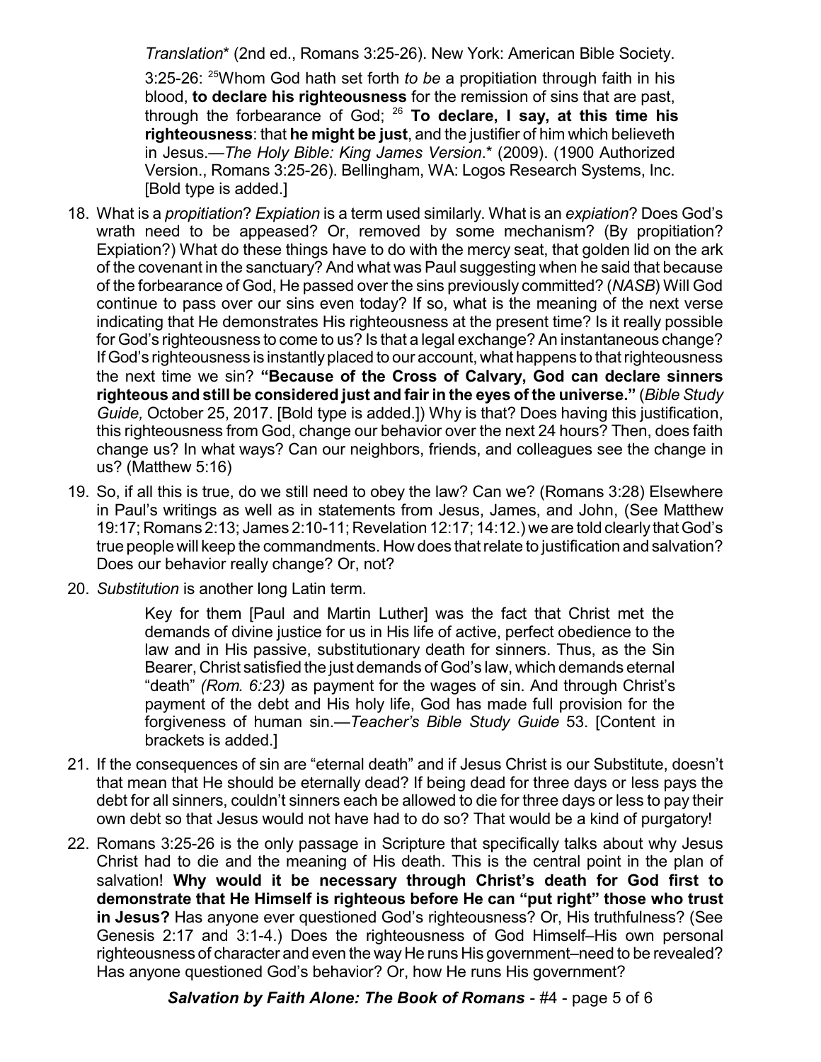*Translation*\* (2nd ed., Romans 3:25-26). New York: American Bible Society.

> 3:25-26: [25]Whom God hath set forth *to be* a propitiation through faith in his blood, **to declare his righteousness** for the remission of sins that are past, through the forbearance of God; [26] **To declare, I say, at this time his righteousness**: that **he might be just**, and the justifier of him which believeth in Jesus.—*The Holy Bible: King James Version*.\* (2009). (1900 Authorized Version., Romans 3:25-26). Bellingham, WA: Logos Research Systems, Inc. [Bold type is added.]

18. What is a *propitiation*? *Expiation* is a term used similarly. What is an *expiation*? Does God's wrath need to be appeased? Or, removed by some mechanism? (By propitiation? Expiation?) What do these things have to do with the mercy seat, that golden lid on the ark of the covenant in the sanctuary? And what was Paul suggesting when he said that because of the forbearance of God, He passed over the sins previously committed? (*NASB*) Will God continue to pass over our sins even today? If so, what is the meaning of the next verse indicating that He demonstrates His righteousness at the present time? Is it really possible for God's righteousness to come to us? Is that a legal exchange? An instantaneous change? If God's righteousness is instantly placed to our account, what happens to that righteousness the next time we sin? **"Because of the Cross of Calvary, God can declare sinners righteous and still be considered just and fair in the eyes of the universe."** (*Bible Study Guide,* October 25, 2017. [Bold type is added.]) Why is that? Does having this justification, this righteousness from God, change our behavior over the next 24 hours? Then, does faith change us? In what ways? Can our neighbors, friends, and colleagues see the change in us? (Matthew 5:16)

19. So, if all this is true, do we still need to obey the law? Can we? (Romans 3:28) Elsewhere in Paul's writings as well as in statements from Jesus, James, and John, (See Matthew 19:17; Romans 2:13; James 2:10-11; Revelation 12:17; 14:12.) we are told clearly that God's true people will keep the commandments. How does that relate to justification and salvation? Does our behavior really change? Or, not?

20. *Substitution* is another long Latin term.

> Key for them [Paul and Martin Luther] was the fact that Christ met the demands of divine justice for us in His life of active, perfect obedience to the law and in His passive, substitutionary death for sinners. Thus, as the Sin Bearer, Christ satisfied the just demands of God's law, which demands eternal "death" *(Rom. 6:23)* as payment for the wages of sin. And through Christ's payment of the debt and His holy life, God has made full provision for the forgiveness of human sin.—*Teacher's Bible Study Guide* 53. [Content in brackets is added.]

21. If the consequences of sin are "eternal death" and if Jesus Christ is our Substitute, doesn't that mean that He should be eternally dead? If being dead for three days or less pays the debt for all sinners, couldn't sinners each be allowed to die for three days or less to pay their own debt so that Jesus would not have had to do so? That would be a kind of purgatory!

22. Romans 3:25-26 is the only passage in Scripture that specifically talks about why Jesus Christ had to die and the meaning of His death. This is the central point in the plan of salvation! **Why would it be necessary through Christ's death for God first to demonstrate that He Himself is righteous before He can "put right" those who trust in Jesus?** Has anyone ever questioned God's righteousness? Or, His truthfulness? (See Genesis 2:17 and 3:1-4.) Does the righteousness of God Himself–His own personal righteousness of character and even the way He runs His government–need to be revealed? Has anyone questioned God's behavior? Or, how He runs His government?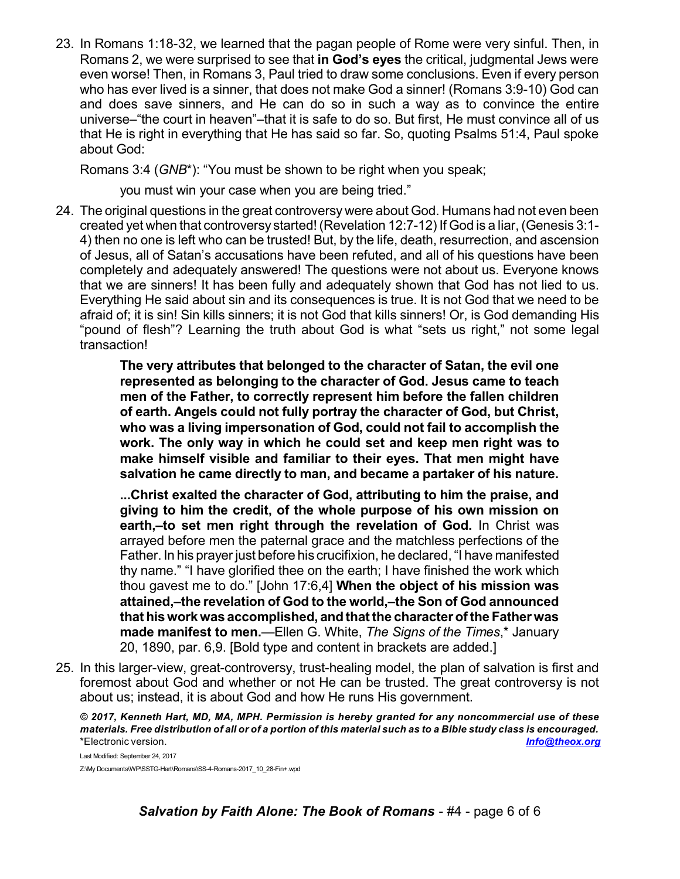23. In Romans 1:18-32, we learned that the pagan people of Rome were very sinful. Then, in Romans 2, we were surprised to see that **in God's eyes** the critical, judgmental Jews were even worse! Then, in Romans 3, Paul tried to draw some conclusions. Even if every person who has ever lived is a sinner, that does not make God a sinner! (Romans 3:9-10) God can and does save sinners, and He can do so in such a way as to convince the entire universe–"the court in heaven"–that it is safe to do so. But first, He must convince all of us that He is right in everything that He has said so far. So, quoting Psalms 51:4, Paul spoke about God:

    Romans 3:4 (*GNB**): "You must be shown to be right when you speak;

    you must win your case when you are being tried."

24. The original questions in the great controversy were about God. Humans had not even been created yet when that controversy started! (Revelation 12:7-12) If God is a liar, (Genesis 3:1-4) then no one is left who can be trusted! But, by the life, death, resurrection, and ascension of Jesus, all of Satan's accusations have been refuted, and all of his questions have been completely and adequately answered! The questions were not about us. Everyone knows that we are sinners! It has been fully and adequately shown that God has not lied to us. Everything He said about sin and its consequences is true. It is not God that we need to be afraid of; it is sin! Sin kills sinners; it is not God that kills sinners! Or, is God demanding His "pound of flesh"? Learning the truth about God is what "sets us right," not some legal transaction!

    > **The very attributes that belonged to the character of Satan, the evil one represented as belonging to the character of God. Jesus came to teach men of the Father, to correctly represent him before the fallen children of earth. Angels could not fully portray the character of God, but Christ, who was a living impersonation of God, could not fail to accomplish the work. The only way in which he could set and keep men right was to make himself visible and familiar to their eyes. That men might have salvation he came directly to man, and became a partaker of his nature.**
    >
    > **...Christ exalted the character of God, attributing to him the praise, and giving to him the credit, of the whole purpose of his own mission on earth,–to set men right through the revelation of God.** In Christ was arrayed before men the paternal grace and the matchless perfections of the Father. In his prayer just before his crucifixion, he declared, "I have manifested thy name." "I have glorified thee on the earth; I have finished the work which thou gavest me to do." [John 17:6,4] **When the object of his mission was attained,–the revelation of God to the world,–the Son of God announced that his work was accomplished, and that the character of the Father was made manifest to men.**—Ellen G. White, *The Signs of the Times*,* January 20, 1890, par. 6,9. [Bold type and content in brackets are added.]

25. In this larger-view, great-controversy, trust-healing model, the plan of salvation is first and foremost about God and whether or not He can be trusted. The great controversy is not about us; instead, it is about God and how He runs His government.

***© 2017, Kenneth Hart, MD, MA, MPH. Permission is hereby granted for any noncommercial use of these materials. Free distribution of all or of a portion of this material such as to a Bible study class is encouraged.***
*Electronic version. ***Info@theox.org***

Last Modified: September 24, 2017

Z:\My Documents\WP\SSTG-Hart\Romans\SS-4-Romans-2017_10_28-Fin+.wpd